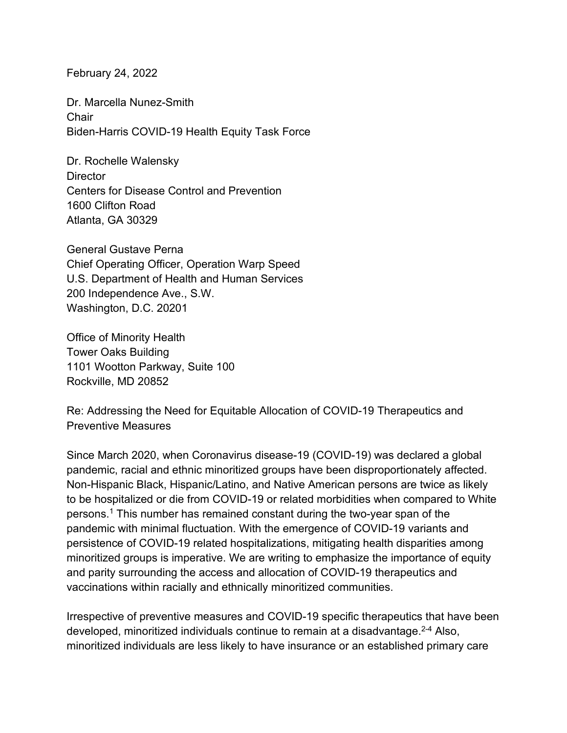February 24, 2022

Dr. Marcella Nunez-Smith
Chair
Biden-Harris COVID-19 Health Equity Task Force

Dr. Rochelle Walensky
Director
Centers for Disease Control and Prevention
1600 Clifton Road
Atlanta, GA 30329

General Gustave Perna
Chief Operating Officer, Operation Warp Speed
U.S. Department of Health and Human Services
200 Independence Ave., S.W.
Washington, D.C. 20201

Office of Minority Health
Tower Oaks Building
1101 Wootton Parkway, Suite 100
Rockville, MD 20852

Re: Addressing the Need for Equitable Allocation of COVID-19 Therapeutics and Preventive Measures

Since March 2020, when Coronavirus disease-19 (COVID-19) was declared a global pandemic, racial and ethnic minoritized groups have been disproportionately affected. Non-Hispanic Black, Hispanic/Latino, and Native American persons are twice as likely to be hospitalized or die from COVID-19 or related morbidities when compared to White persons.[1] This number has remained constant during the two-year span of the pandemic with minimal fluctuation. With the emergence of COVID-19 variants and persistence of COVID-19 related hospitalizations, mitigating health disparities among minoritized groups is imperative. We are writing to emphasize the importance of equity and parity surrounding the access and allocation of COVID-19 therapeutics and vaccinations within racially and ethnically minoritized communities.

Irrespective of preventive measures and COVID-19 specific therapeutics that have been developed, minoritized individuals continue to remain at a disadvantage.[2-4] Also, minoritized individuals are less likely to have insurance or an established primary care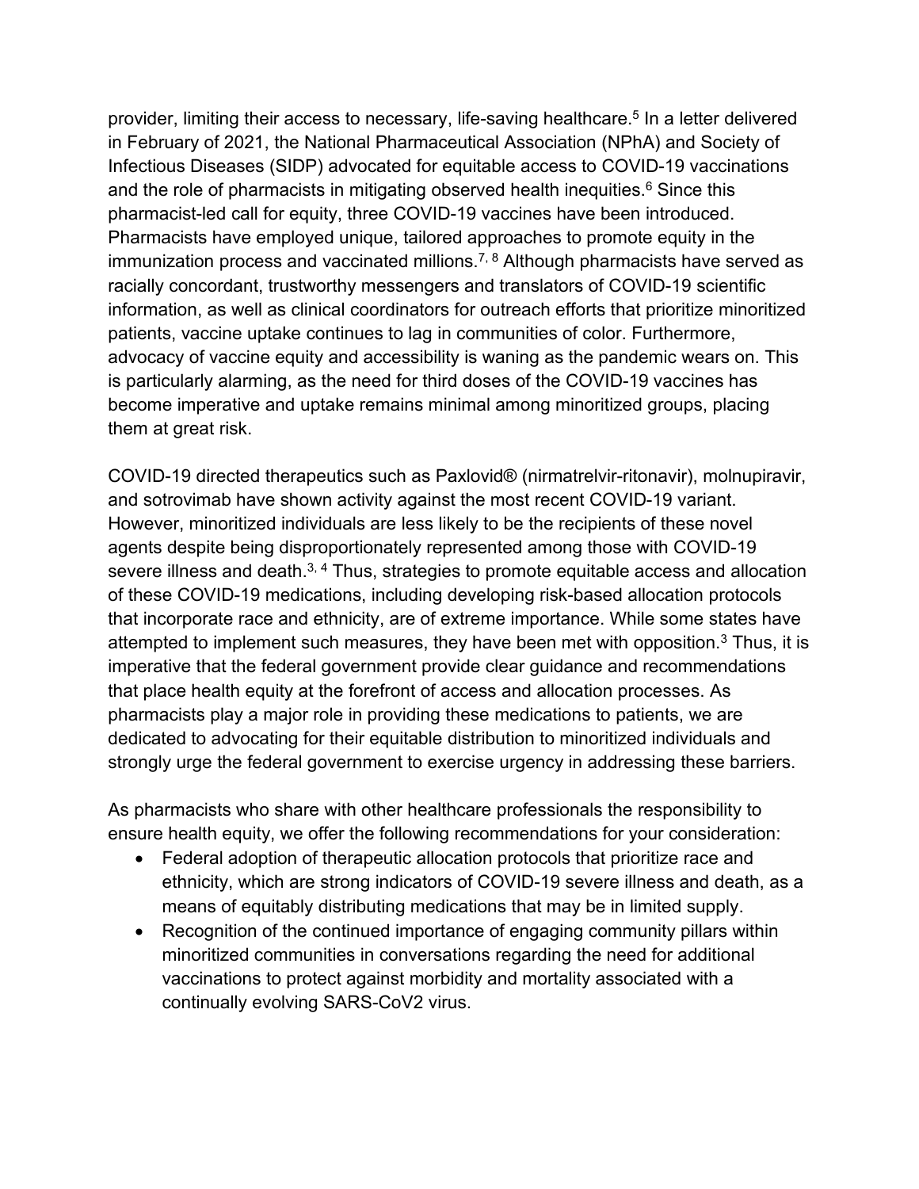provider, limiting their access to necessary, life-saving healthcare.[5] In a letter delivered in February of 2021, the National Pharmaceutical Association (NPhA) and Society of Infectious Diseases (SIDP) advocated for equitable access to COVID-19 vaccinations and the role of pharmacists in mitigating observed health inequities.[6] Since this pharmacist-led call for equity, three COVID-19 vaccines have been introduced. Pharmacists have employed unique, tailored approaches to promote equity in the immunization process and vaccinated millions.[7, 8] Although pharmacists have served as racially concordant, trustworthy messengers and translators of COVID-19 scientific information, as well as clinical coordinators for outreach efforts that prioritize minoritized patients, vaccine uptake continues to lag in communities of color. Furthermore, advocacy of vaccine equity and accessibility is waning as the pandemic wears on. This is particularly alarming, as the need for third doses of the COVID-19 vaccines has become imperative and uptake remains minimal among minoritized groups, placing them at great risk.

COVID-19 directed therapeutics such as Paxlovid® (nirmatrelvir-ritonavir), molnupiravir, and sotrovimab have shown activity against the most recent COVID-19 variant. However, minoritized individuals are less likely to be the recipients of these novel agents despite being disproportionately represented among those with COVID-19 severe illness and death.[3, 4] Thus, strategies to promote equitable access and allocation of these COVID-19 medications, including developing risk-based allocation protocols that incorporate race and ethnicity, are of extreme importance. While some states have attempted to implement such measures, they have been met with opposition.[3] Thus, it is imperative that the federal government provide clear guidance and recommendations that place health equity at the forefront of access and allocation processes. As pharmacists play a major role in providing these medications to patients, we are dedicated to advocating for their equitable distribution to minoritized individuals and strongly urge the federal government to exercise urgency in addressing these barriers.

As pharmacists who share with other healthcare professionals the responsibility to ensure health equity, we offer the following recommendations for your consideration:

- Federal adoption of therapeutic allocation protocols that prioritize race and ethnicity, which are strong indicators of COVID-19 severe illness and death, as a means of equitably distributing medications that may be in limited supply.
- Recognition of the continued importance of engaging community pillars within minoritized communities in conversations regarding the need for additional vaccinations to protect against morbidity and mortality associated with a continually evolving SARS-CoV2 virus.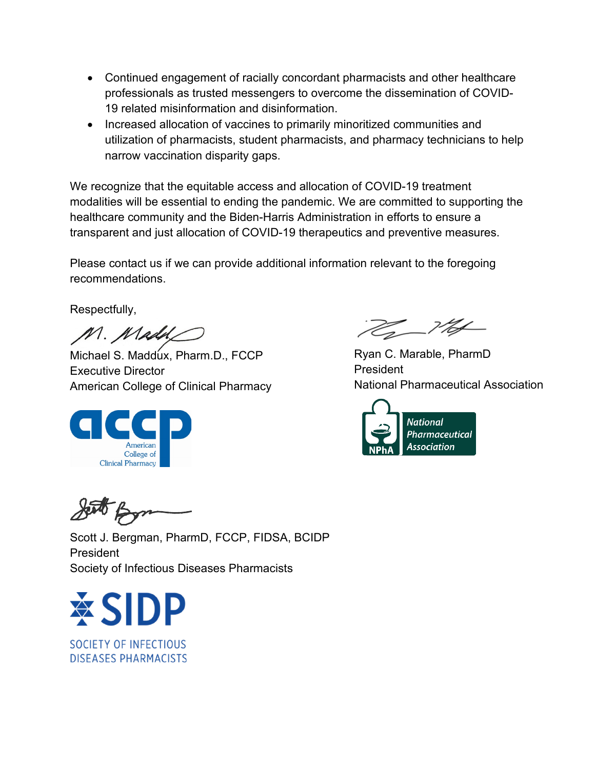- Continued engagement of racially concordant pharmacists and other healthcare professionals as trusted messengers to overcome the dissemination of COVID-19 related misinformation and disinformation.
- Increased allocation of vaccines to primarily minoritized communities and utilization of pharmacists, student pharmacists, and pharmacy technicians to help narrow vaccination disparity gaps.

We recognize that the equitable access and allocation of COVID-19 treatment modalities will be essential to ending the pandemic. We are committed to supporting the healthcare community and the Biden-Harris Administration in efforts to ensure a transparent and just allocation of COVID-19 therapeutics and preventive measures.

Please contact us if we can provide additional information relevant to the foregoing recommendations.

Respectfully,

Michael S. Maddux, Pharm.D., FCCP
Executive Director
American College of Clinical Pharmacy

Ryan C. Marable, PharmD
President
National Pharmaceutical Association

Scott J. Bergman, PharmD, FCCP, FIDSA, BCIDP
President
Society of Infectious Diseases Pharmacists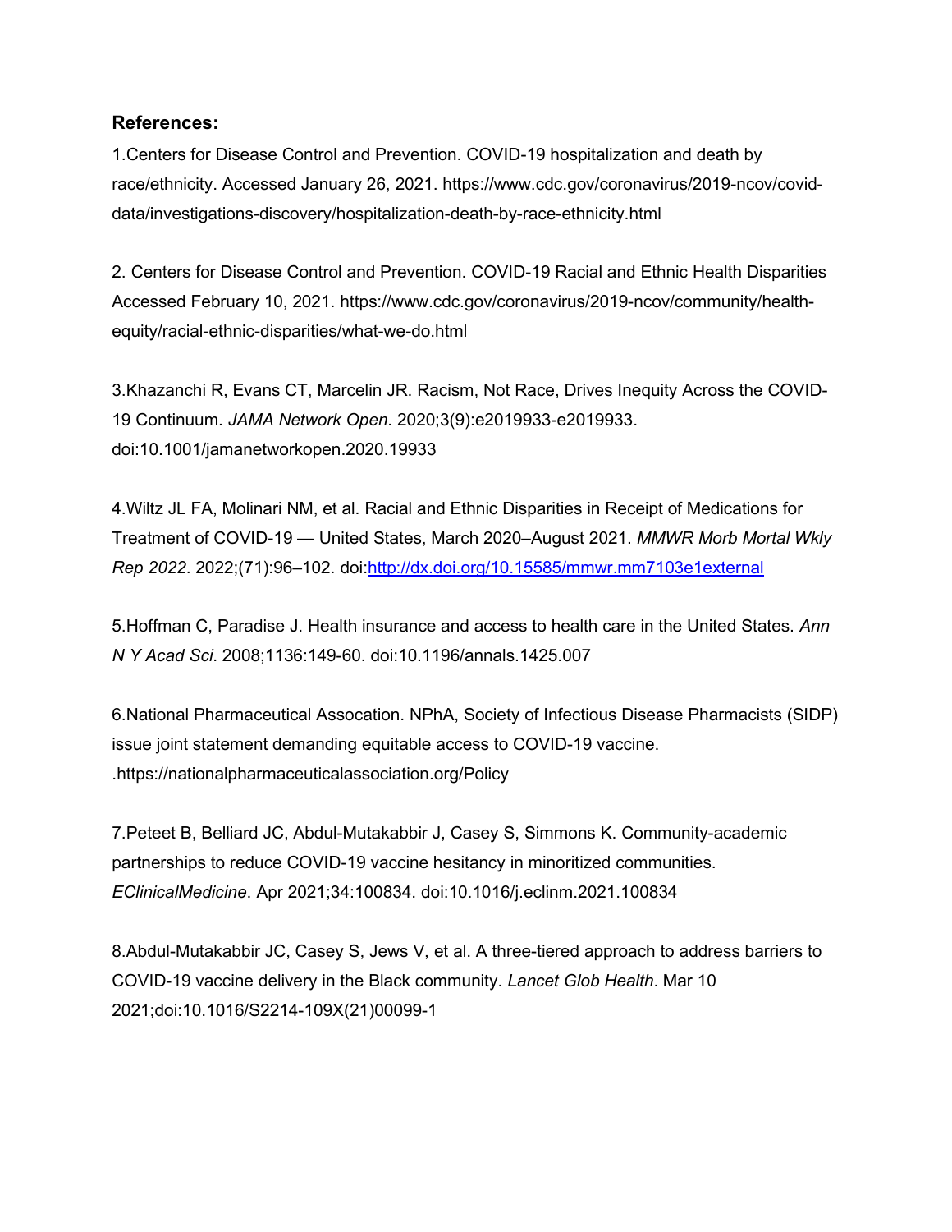**References:**

1.Centers for Disease Control and Prevention. COVID-19 hospitalization and death by race/ethnicity. Accessed January 26, 2021. https://www.cdc.gov/coronavirus/2019-ncov/covid-data/investigations-discovery/hospitalization-death-by-race-ethnicity.html

2. Centers for Disease Control and Prevention. COVID-19 Racial and Ethnic Health Disparities Accessed February 10, 2021. https://www.cdc.gov/coronavirus/2019-ncov/community/health-equity/racial-ethnic-disparities/what-we-do.html

3.Khazanchi R, Evans CT, Marcelin JR. Racism, Not Race, Drives Inequity Across the COVID-19 Continuum. *JAMA Network Open*. 2020;3(9):e2019933-e2019933. doi:10.1001/jamanetworkopen.2020.19933

4.Wiltz JL FA, Molinari NM, et al. Racial and Ethnic Disparities in Receipt of Medications for Treatment of COVID-19 — United States, March 2020–August 2021. *MMWR Morb Mortal Wkly Rep 2022*. 2022;(71):96–102. doi:[http://dx.doi.org/10.15585/mmwr.mm7103e1external](http://dx.doi.org/10.15585/mmwr.mm7103e1external)

5.Hoffman C, Paradise J. Health insurance and access to health care in the United States. *Ann N Y Acad Sci*. 2008;1136:149-60. doi:10.1196/annals.1425.007

6.National Pharmaceutical Assocation. NPhA, Society of Infectious Disease Pharmacists (SIDP) issue joint statement demanding equitable access to COVID-19 vaccine. .https://nationalpharmaceuticalassociation.org/Policy

7.Peteet B, Belliard JC, Abdul-Mutakabbir J, Casey S, Simmons K. Community-academic partnerships to reduce COVID-19 vaccine hesitancy in minoritized communities. *EClinicalMedicine*. Apr 2021;34:100834. doi:10.1016/j.eclinm.2021.100834

8.Abdul-Mutakabbir JC, Casey S, Jews V, et al. A three-tiered approach to address barriers to COVID-19 vaccine delivery in the Black community. *Lancet Glob Health*. Mar 10 2021;doi:10.1016/S2214-109X(21)00099-1